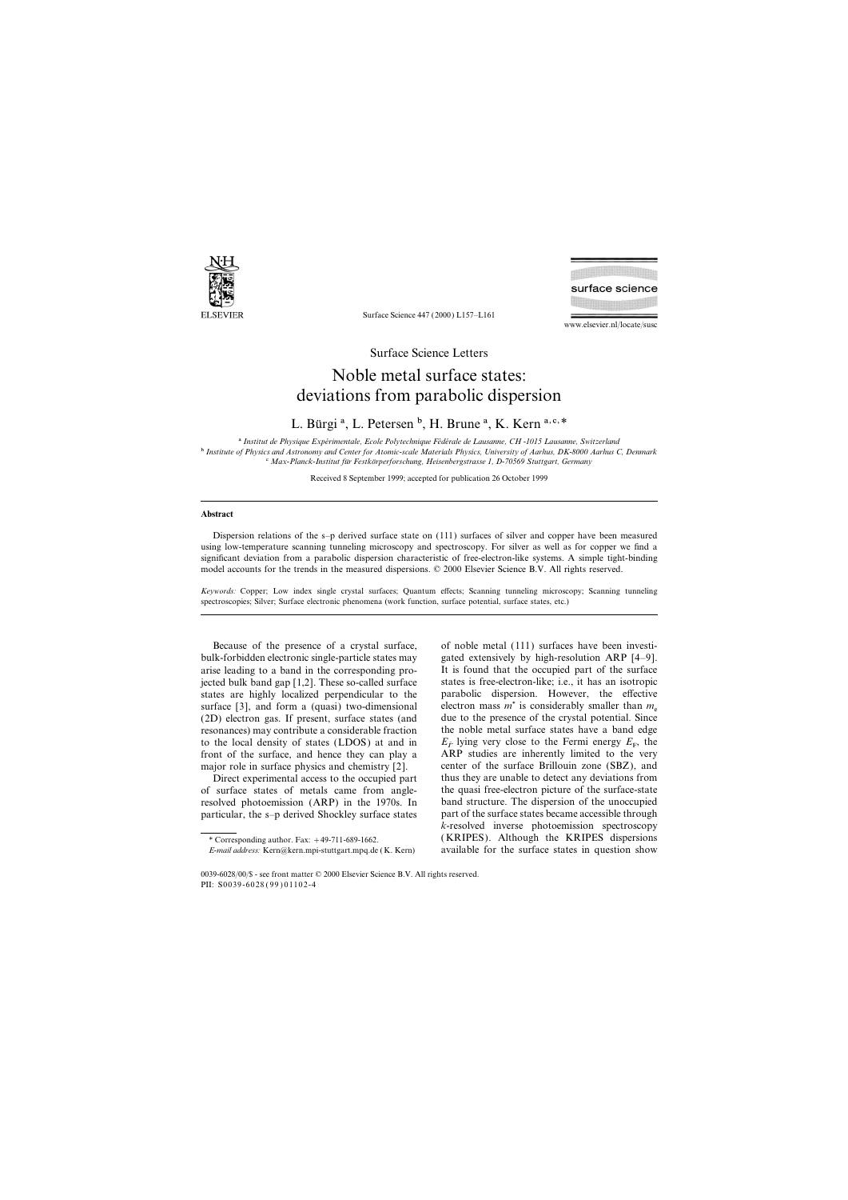Surface Science Letters

# Noble metal surface states: deviations from parabolic dispersion

L. Bürgi [a], L. Petersen [b], H. Brune [a], K. Kern [a,c,*]

[a] Institut de Physique Expérimentale, Ecole Polytechnique Fédérale de Lausanne, CH-1015 Lausanne, Switzerland
[b] Institute of Physics and Astronomy and Center for Atomic-scale Materials Physics, University of Aarhus, DK-8000 Aarhus C, Denmark
[c] Max-Planck-Institut für Festkörperforschung, Heisenbergstrasse 1, D-70569 Stuttgart, Germany

Received 8 September 1999; accepted for publication 26 October 1999

## Abstract

Dispersion relations of the s–p derived surface state on (111) surfaces of silver and copper have been measured using low-temperature scanning tunneling microscopy and spectroscopy. For silver as well as for copper we find a significant deviation from a parabolic dispersion characteristic of free-electron-like systems. A simple tight-binding model accounts for the trends in the measured dispersions. © 2000 Elsevier Science B.V. All rights reserved.

*Keywords:* Copper; Low index single crystal surfaces; Quantum effects; Scanning tunneling microscopy; Scanning tunneling spectroscopies; Silver; Surface electronic phenomena (work function, surface potential, surface states, etc.)

Because of the presence of a crystal surface, bulk-forbidden electronic single-particle states may arise leading to a band in the corresponding projected bulk band gap [1,2]. These so-called surface states are highly localized perpendicular to the surface [3], and form a (quasi) two-dimensional (2D) electron gas. If present, surface states (and resonances) may contribute a considerable fraction to the local density of states (LDOS) at and in front of the surface, and hence they can play a major role in surface physics and chemistry [2].

Direct experimental access to the occupied part of surface states of metals came from angle-resolved photoemission (ARP) in the 1970s. In particular, the s–p derived Shockley surface states of noble metal (111) surfaces have been investigated extensively by high-resolution ARP [4–9]. It is found that the occupied part of the surface states is free-electron-like; i.e., it has an isotropic parabolic dispersion. However, the effective electron mass $m^*$ is considerably smaller than $m_e$ due to the presence of the crystal potential. Since the noble metal surface states have a band edge $E_{\bar{\Gamma}}$ lying very close to the Fermi energy $E_F$, the ARP studies are inherently limited to the very center of the surface Brillouin zone (SBZ), and thus they are unable to detect any deviations from the quasi free-electron picture of the surface-state band structure. The dispersion of the unoccupied part of the surface states became accessible through $k$-resolved inverse photoemission spectroscopy (KRIPES). Although the KRIPES dispersions available for the surface states in question show

* Corresponding author. Fax: +49-711-689-1662.
*E-mail address:* Kern@kern.mpi-stuttgart.mpg.de (K. Kern)

0039-6028/00/$ - see front matter © 2000 Elsevier Science B.V. All rights reserved.
PII: S0039-6028(99)01102-4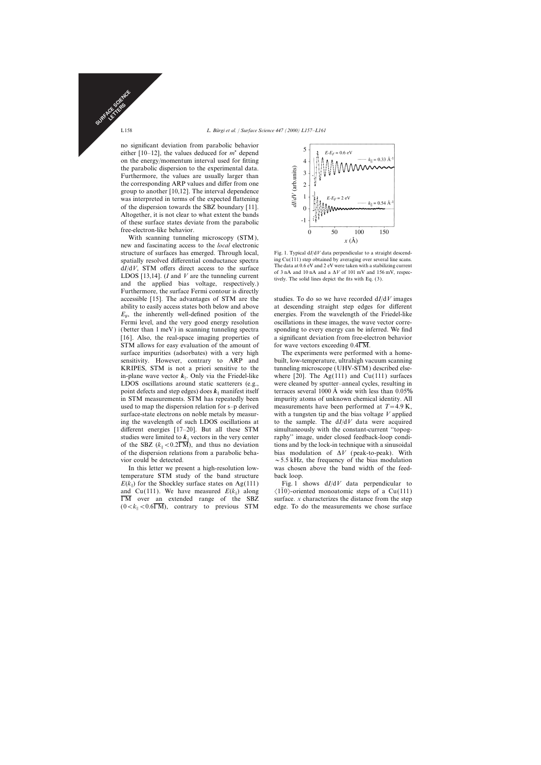no significant deviation from parabolic behavior either [10–12], the values deduced for $m^*$ depend on the energy/momentum interval used for fitting the parabolic dispersion to the experimental data. Furthermore, the values are usually larger than the corresponding ARP values and differ from one group to another [10,12]. The interval dependence was interpreted in terms of the expected flattening of the dispersion towards the SBZ boundary [11]. Altogether, it is not clear to what extent the bands of these surface states deviate from the parabolic free-electron-like behavior.

With scanning tunneling microscopy (STM), new and fascinating access to the *local* electronic structure of surfaces has emerged. Through local, spatially resolved differential conductance spectra $dI/dV$, STM offers direct access to the surface LDOS [13,14]. ($I$ and $V$ are the tunneling current and the applied bias voltage, respectively.) Furthermore, the surface Fermi contour is directly accessible [15]. The advantages of STM are the ability to easily access states both below and above $E_F$, the inherently well-defined position of the Fermi level, and the very good energy resolution (better than 1 meV) in scanning tunneling spectra [16]. Also, the real-space imaging properties of STM allows for easy evaluation of the amount of surface impurities (adsorbates) with a very high sensitivity. However, contrary to ARP and KRIPES, STM is not a priori sensitive to the in-plane wave vector $\boldsymbol{k}_\parallel$. Only via the Friedel-like LDOS oscillations around static scatterers (e.g., point defects and step edges) does $\boldsymbol{k}_\parallel$ manifest itself in STM measurements. STM has repeatedly been used to map the dispersion relation for s–p derived surface-state electrons on noble metals by measuring the wavelength of such LDOS oscillations at different energies [17–20]. But all these STM studies were limited to $\boldsymbol{k}_\parallel$ vectors in the very center of the SBZ ($k_\parallel < 0.2\overline{\Gamma\mathrm{M}}$), and thus no deviation of the dispersion relations from a parabolic behavior could be detected.

In this letter we present a high-resolution low-temperature STM study of the band structure $E(k_\parallel)$ for the Shockley surface states on Ag(111) and Cu(111). We have measured $E(k_\parallel)$ along $\overline{\Gamma\mathrm{M}}$ over an extended range of the SBZ ($0 < k_\parallel < 0.6\overline{\Gamma\mathrm{M}}$), contrary to previous STM studies. To do so we have recorded $dI/dV$ images at descending straight step edges for different energies. From the wavelength of the Friedel-like oscillations in these images, the wave vector corresponding to every energy can be inferred. We find a significant deviation from free-electron behavior for wave vectors exceeding $0.4\overline{\Gamma\mathrm{M}}$.

Fig. 1. Typical $dI/dV$ data perpendicular to a straight descending Cu(111) step obtained by averaging over several line scans. The data at 0.6 eV and 2 eV were taken with a stabilizing current of 3 nA and 10 nA and a $\Delta V$ of 101 mV and 156 mV, respectively. The solid lines depict the fits with Eq. (3).

The experiments were performed with a home-built, low-temperature, ultrahigh vacuum scanning tunneling microscope (UHV-STM) described elsewhere [20]. The Ag(111) and Cu(111) surfaces were cleaned by sputter–anneal cycles, resulting in terraces several 1000 Å wide with less than 0.05% impurity atoms of unknown chemical identity. All measurements have been performed at $T = 4.9$ K, with a tungsten tip and the bias voltage $V$ applied to the sample. The $dI/dV$ data were acquired simultaneously with the constant-current "topography" image, under closed feedback-loop conditions and by the lock-in technique with a sinusoidal bias modulation of $\Delta V$ (peak-to-peak). With ~5.5 kHz, the frequency of the bias modulation was chosen above the band width of the feedback loop.

Fig. 1 shows $dI/dV$ data perpendicular to $\langle 1\bar{1}0 \rangle$-oriented monoatomic steps of a Cu(111) surface. $x$ characterizes the distance from the step edge. To do the measurements we chose surface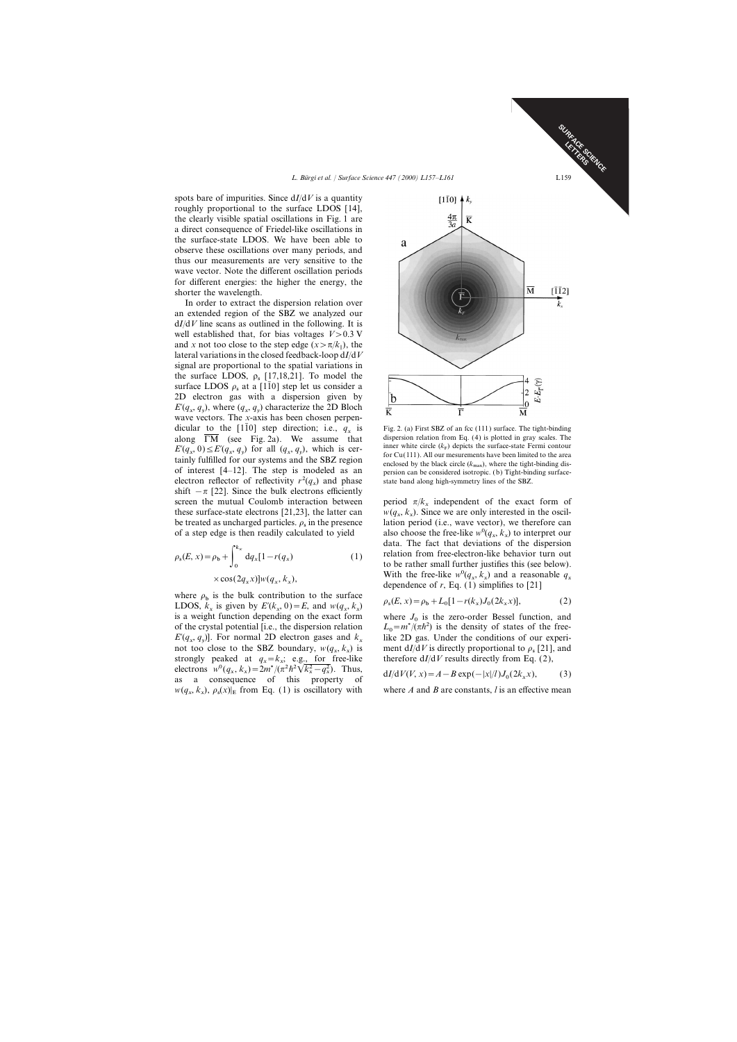spots bare of impurities. Since $dI/dV$ is a quantity roughly proportional to the surface LDOS [14], the clearly visible spatial oscillations in Fig. 1 are a direct consequence of Friedel-like oscillations in the surface-state LDOS. We have been able to observe these oscillations over many periods, and thus our measurements are very sensitive to the wave vector. Note the different oscillation periods for different energies: the higher the energy, the shorter the wavelength.

In order to extract the dispersion relation over an extended region of the SBZ we analyzed our $dI/dV$ line scans as outlined in the following. It is well established that, for bias voltages $V > 0.3$ V and $x$ not too close to the step edge ($x > \pi/k_{\parallel}$), the lateral variations in the closed feedback-loop $dI/dV$ signal are proportional to the spatial variations in the surface LDOS, $\rho_s$ [17,18,21]. To model the surface LDOS $\rho_s$ at a $[1\bar{1}0]$ step let us consider a 2D electron gas with a dispersion given by $E'(q_x, q_y)$, where $(q_x, q_y)$ characterize the 2D Bloch wave vectors. The $x$-axis has been chosen perpendicular to the $[1\bar{1}0]$ step direction; i.e., $q_x$ is along $\overline{\Gamma M}$ (see Fig. 2a). We assume that $E'(q_x, 0) \leq E'(q_x, q_y)$ for all $(q_x, q_y)$, which is certainly fulfilled for our systems and the SBZ region of interest [4–12]. The step is modeled as an electron reflector of reflectivity $r^2(q_x)$ and phase shift $-\pi$ [22]. Since the bulk electrons efficiently screen the mutual Coulomb interaction between these surface-state electrons [21,23], the latter can be treated as uncharged particles. $\rho_s$ in the presence of a step edge is then readily calculated to yield

$$\rho_s(E, x) = \rho_b + \int_0^{k_x} dq_x [1 - r(q_x) \times \cos(2q_x x)] w(q_x, k_x), \tag{1}$$

where $\rho_b$ is the bulk contribution to the surface LDOS, $k_x$ is given by $E'(k_x, 0) = E$, and $w(q_x, k_x)$ is a weight function depending on the exact form of the crystal potential [i.e., the dispersion relation $E'(q_x, q_y)$]. For normal 2D electron gases and $k_x$ not too close to the SBZ boundary, $w(q_x, k_x)$ is strongly peaked at $q_x = k_x$; e.g., for free-like electrons $w^0(q_x, k_x) = 2m^*/(\pi^2\hbar^2\sqrt{k_x^2 - q_x^2})$. Thus, as a consequence of this property of $w(q_x, k_x)$, $\rho_s(x)|_E$ from Eq. (1) is oscillatory with period $\pi/k_x$ independent of the exact form of $w(q_x, k_x)$. Since we are only interested in the oscillation period (i.e., wave vector), we therefore can also choose the free-like $w^0(q_x, k_x)$ to interpret our data. The fact that deviations of the dispersion relation from free-electron-like behavior turn out to be rather small further justifies this (see below). With the free-like $w^0(q_x, k_x)$ and a reasonable $q_x$ dependence of $r$, Eq. (1) simplifies to [21]

$$\rho_s(E, x) = \rho_b + L_0[1 - r(k_x) J_0(2k_x x)], \tag{2}$$

where $J_0$ is the zero-order Bessel function, and $L_0 = m^*/(\pi\hbar^2)$ is the density of states of the free-like 2D gas. Under the conditions of our experiment $dI/dV$ is directly proportional to $\rho_s$ [21], and therefore $dI/dV$ results directly from Eq. (2),

$$dI/dV(V, x) = A - B\exp(-|x|/l) J_0(2k_x x), \tag{3}$$

where $A$ and $B$ are constants, $l$ is an effective mean

Fig. 2. (a) First SBZ of an fcc (111) surface. The tight-binding dispersion relation from Eq. (4) is plotted in gray scales. The inner white circle ($k_F$) depicts the surface-state Fermi contour for Cu(111). All our mesurements have been limited to the area enclosed by the black circle ($k_{max}$), where the tight-binding dispersion can be considered isotropic. (b) Tight-binding surface-state band along high-symmetry lines of the SBZ.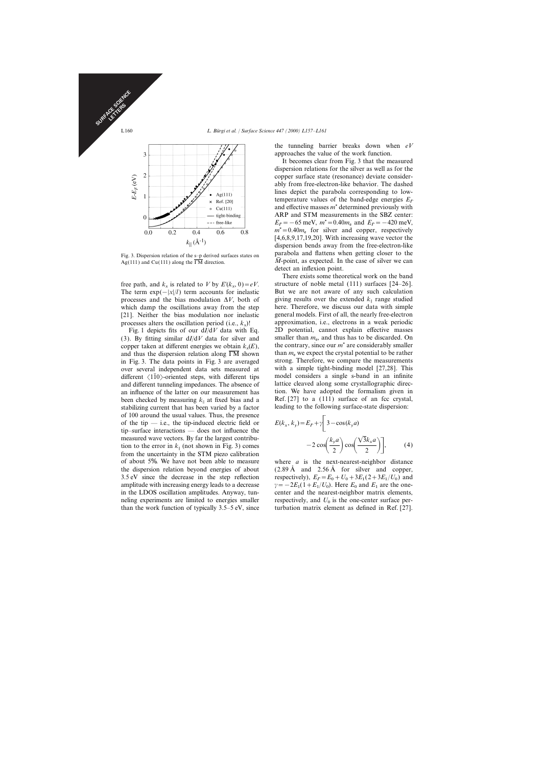Fig. 3. Dispersion relation of the s–p derived surfaces states on Ag(111) and Cu(111) along the $\overline{\Gamma M}$ direction.

free path, and $k_x$ is related to $V$ by $E(k_x, 0) = eV$. The term $\exp(-|x|/l)$ term accounts for inelastic processes and the bias modulation $\Delta V$, both of which damp the oscillations away from the step [21]. Neither the bias modulation nor inelastic processes alters the oscillation period (i.e., $k_x$)!

Fig. 1 depicts fits of our d$I$/d$V$ data with Eq. (3). By fitting similar d$I$/d$V$ data for silver and copper taken at different energies we obtain $k_x(E)$, and thus the dispersion relation along $\overline{\Gamma M}$ shown in Fig. 3. The data points in Fig. 3 are averaged over several independent data sets measured at different $\langle 1\bar{1}0\rangle$-oriented steps, with different tips and different tunneling impedances. The absence of an influence of the latter on our measurement has been checked by measuring $k_\parallel$ at fixed bias and a stabilizing current that has been varied by a factor of 100 around the usual values. Thus, the presence of the tip — i.e., the tip-induced electric field or tip–surface interactions — does not influence the measured wave vectors. By far the largest contribution to the error in $k_\parallel$ (not shown in Fig. 3) comes from the uncertainty in the STM piezo calibration of about 5%. We have not been able to measure the dispersion relation beyond energies of about 3.5 eV since the decrease in the step reflection amplitude with increasing energy leads to a decrease in the LDOS oscillation amplitudes. Anyway, tunneling experiments are limited to energies smaller than the work function of typically 3.5–5 eV, since the tunneling barrier breaks down when $eV$ approaches the value of the work function.

It becomes clear from Fig. 3 that the measured dispersion relations for the silver as well as for the copper surface state (resonance) deviate considerably from free-electron-like behavior. The dashed lines depict the parabola corresponding to low-temperature values of the band-edge energies $E_\Gamma$ and effective masses $m^*$ determined previously with ARP and STM measurements in the SBZ center: $E_\Gamma = -65$ meV, $m^* = 0.40 m_e$ and $E_\Gamma = -420$ meV, $m^* = 0.40 m_e$ for silver and copper, respectively [4,6,8,9,17,19,20]. With increasing wave vector the dispersion bends away from the free-electron-like parabola and flattens when getting closer to the $\bar{M}$-point, as expected. In the case of silver we can detect an inflexion point.

There exists some theoretical work on the band structure of noble metal (111) surfaces [24–26]. But we are not aware of any such calculation giving results over the extended $k_\parallel$ range studied here. Therefore, we discuss our data with simple general models. First of all, the nearly free-electron approximation, i.e., electrons in a weak periodic 2D potential, cannot explain effective masses smaller than $m_e$, and thus has to be discarded. On the contrary, since our $m^*$ are considerably smaller than $m_e$ we expect the crystal potential to be rather strong. Therefore, we compare the measurements with a simple tight-binding model [27,28]. This model considers a single s-band in an infinite lattice cleaved along some crystallographic direction. We have adopted the formalism given in Ref. [27] to a (111) surface of an fcc crystal, leading to the following surface-state dispersion:

$$E(k_x, k_y) = E_\Gamma + \gamma\left[3 - \cos(k_y a) - 2\cos\left(\frac{k_y a}{2}\right)\cos\left(\frac{\sqrt{3}k_x a}{2}\right)\right], \tag{4}$$

where $a$ is the next-nearest-neighbor distance (2.89 Å and 2.56 Å for silver and copper, respectively), $E_\Gamma = E_0 + U_0 + 3E_1(2 + 3E_1/U_0)$ and $\gamma = -2E_1(1 + E_1/U_0)$. Here $E_0$ and $E_1$ are the one-center and the nearest-neighbor matrix elements, respectively, and $U_0$ is the one-center surface perturbation matrix element as defined in Ref. [27].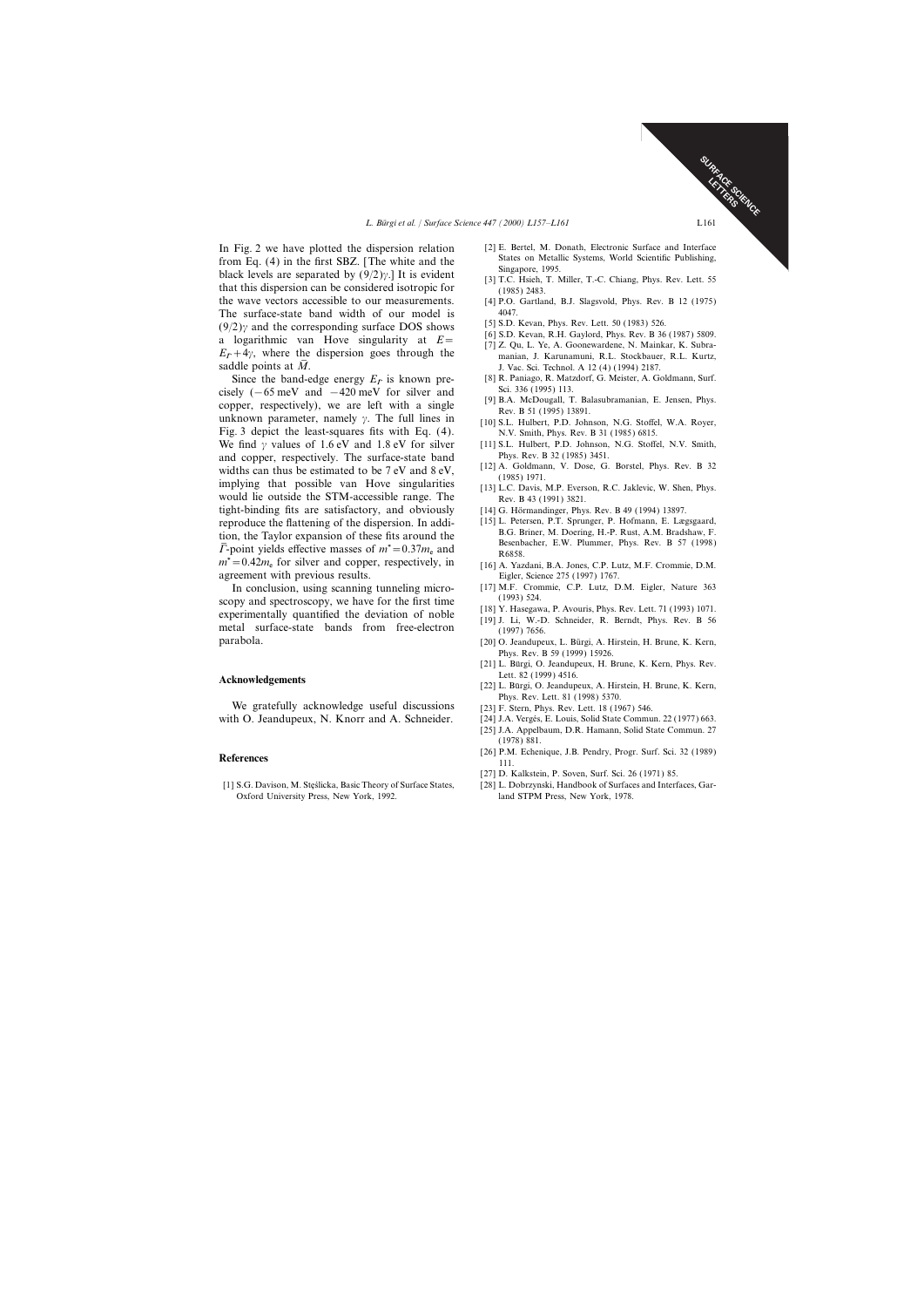In Fig. 2 we have plotted the dispersion relation from Eq. (4) in the first SBZ. [The white and the black levels are separated by $(9/2)\gamma$.] It is evident that this dispersion can be considered isotropic for the wave vectors accessible to our measurements. The surface-state band width of our model is $(9/2)\gamma$ and the corresponding surface DOS shows a logarithmic van Hove singularity at $E = E_{\Gamma} + 4\gamma$, where the dispersion goes through the saddle points at $\bar{M}$.

Since the band-edge energy $E_{\Gamma}$ is known precisely ($-65$ meV and $-420$ meV for silver and copper, respectively), we are left with a single unknown parameter, namely $\gamma$. The full lines in Fig. 3 depict the least-squares fits with Eq. (4). We find $\gamma$ values of 1.6 eV and 1.8 eV for silver and copper, respectively. The surface-state band widths can thus be estimated to be 7 eV and 8 eV, implying that possible van Hove singularities would lie outside the STM-accessible range. The tight-binding fits are satisfactory, and obviously reproduce the flattening of the dispersion. In addition, the Taylor expansion of these fits around the $\bar{\Gamma}$-point yields effective masses of $m^* = 0.37 m_e$ and $m^* = 0.42 m_e$ for silver and copper, respectively, in agreement with previous results.

In conclusion, using scanning tunneling microscopy and spectroscopy, we have for the first time experimentally quantified the deviation of noble metal surface-state bands from free-electron parabola.

## Acknowledgements

We gratefully acknowledge useful discussions with O. Jeandupeux, N. Knorr and A. Schneider.

## References

[1] S.G. Davison, M. Stęślicka, Basic Theory of Surface States, Oxford University Press, New York, 1992.

[2] E. Bertel, M. Donath, Electronic Surface and Interface States on Metallic Systems, World Scientific Publishing, Singapore, 1995.

[3] T.C. Hsieh, T. Miller, T.-C. Chiang, Phys. Rev. Lett. 55 (1985) 2483.

[4] P.O. Gartland, B.J. Slagsvold, Phys. Rev. B 12 (1975) 4047.

[5] S.D. Kevan, Phys. Rev. Lett. 50 (1983) 526.

[6] S.D. Kevan, R.H. Gaylord, Phys. Rev. B 36 (1987) 5809.

[7] Z. Qu, L. Ye, A. Goonewardene, N. Mainkar, K. Subramanian, J. Karunamuni, R.L. Stockbauer, R.L. Kurtz, J. Vac. Sci. Technol. A 12 (4) (1994) 2187.

[8] R. Paniago, R. Matzdorf, G. Meister, A. Goldmann, Surf. Sci. 336 (1995) 113.

[9] B.A. McDougall, T. Balasubramanian, E. Jensen, Phys. Rev. B 51 (1995) 13891.

[10] S.L. Hulbert, P.D. Johnson, N.G. Stoffel, W.A. Royer, N.V. Smith, Phys. Rev. B 31 (1985) 6815.

[11] S.L. Hulbert, P.D. Johnson, N.G. Stoffel, N.V. Smith, Phys. Rev. B 32 (1985) 3451.

[12] A. Goldmann, V. Dose, G. Borstel, Phys. Rev. B 32 (1985) 1971.

[13] L.C. Davis, M.P. Everson, R.C. Jaklevic, W. Shen, Phys. Rev. B 43 (1991) 3821.

[14] G. Hörmandinger, Phys. Rev. B 49 (1994) 13897.

[15] L. Petersen, P.T. Sprunger, P. Hofmann, E. Lægsgaard, B.G. Briner, M. Doering, H.-P. Rust, A.M. Bradshaw, F. Besenbacher, E.W. Plummer, Phys. Rev. B 57 (1998) R6858.

[16] A. Yazdani, B.A. Jones, C.P. Lutz, M.F. Crommie, D.M. Eigler, Science 275 (1997) 1767.

[17] M.F. Crommie, C.P. Lutz, D.M. Eigler, Nature 363 (1993) 524.

[18] Y. Hasegawa, P. Avouris, Phys. Rev. Lett. 71 (1993) 1071.

[19] J. Li, W.-D. Schneider, R. Berndt, Phys. Rev. B 56 (1997) 7656.

[20] O. Jeandupeux, L. Bürgi, A. Hirstein, H. Brune, K. Kern, Phys. Rev. B 59 (1999) 15926.

[21] L. Bürgi, O. Jeandupeux, H. Brune, K. Kern, Phys. Rev. Lett. 82 (1999) 4516.

[22] L. Bürgi, O. Jeandupeux, A. Hirstein, H. Brune, K. Kern, Phys. Rev. Lett. 81 (1998) 5370.

[23] F. Stern, Phys. Rev. Lett. 18 (1967) 546.

[24] J.A. Vergés, E. Louis, Solid State Commun. 22 (1977) 663.

[25] J.A. Appelbaum, D.R. Hamann, Solid State Commun. 27 (1978) 881.

[26] P.M. Echenique, J.B. Pendry, Progr. Surf. Sci. 32 (1989) 111.

[27] D. Kalkstein, P. Soven, Surf. Sci. 26 (1971) 85.

[28] L. Dobrzynski, Handbook of Surfaces and Interfaces, Garland STPM Press, New York, 1978.